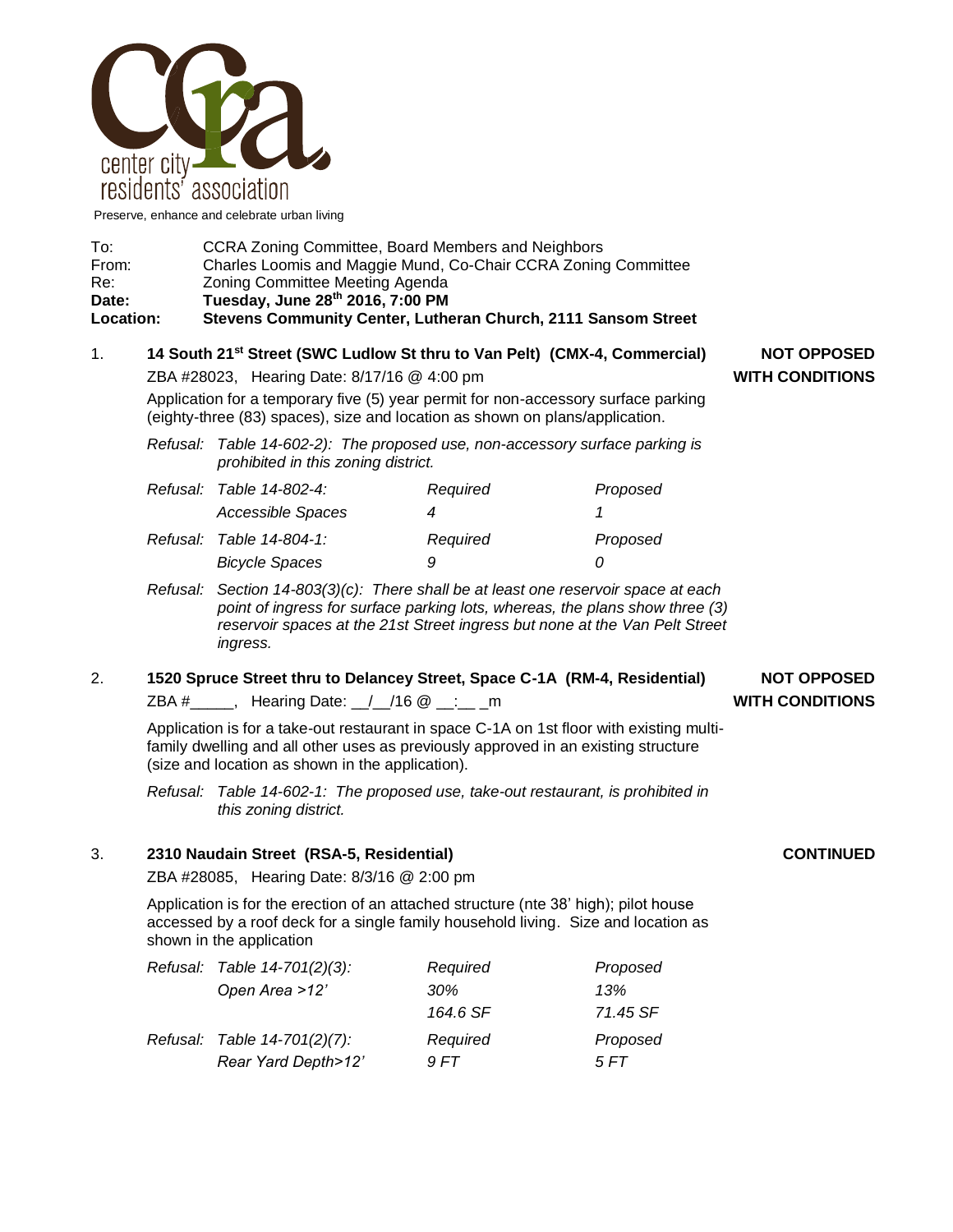center city residents' association

Preserve, enhance and celebrate urban living

| | |
|---|---|
| To: | CCRA Zoning Committee, Board Members and Neighbors |
| From: | Charles Loomis and Maggie Mund, Co-Chair CCRA Zoning Committee |
| Re: | Zoning Committee Meeting Agenda |
| **Date:** | **Tuesday, June 28th 2016, 7:00 PM** |
| **Location:** | **Stevens Community Center, Lutheran Church, 2111 Sansom Street** |

1. **14 South 21st Street (SWC Ludlow St thru to Van Pelt) (CMX-4, Commercial)** — **NOT OPPOSED WITH CONDITIONS**

   ZBA #28023, Hearing Date: 8/17/16 @ 4:00 pm

   Application for a temporary five (5) year permit for non-accessory surface parking (eighty-three (83) spaces), size and location as shown on plans/application.

   *Refusal: Table 14-602-2): The proposed use, non-accessory surface parking is prohibited in this zoning district.*

   | | | Required | Proposed |
   |---|---|---|---|
   | *Refusal:* | *Table 14-802-4: Accessible Spaces* | *4* | *1* |
   | *Refusal:* | *Table 14-804-1: Bicycle Spaces* | *9* | *0* |

   *Refusal: Section 14-803(3)(c): There shall be at least one reservoir space at each point of ingress for surface parking lots, whereas, the plans show three (3) reservoir spaces at the 21st Street ingress but none at the Van Pelt Street ingress.*

2. **1520 Spruce Street thru to Delancey Street, Space C-1A (RM-4, Residential)** — **NOT OPPOSED WITH CONDITIONS**

   ZBA #_____, Hearing Date: __/__/16 @ __:__ _m

   Application is for a take-out restaurant in space C-1A on 1st floor with existing multi-family dwelling and all other uses as previously approved in an existing structure (size and location as shown in the application).

   *Refusal: Table 14-602-1: The proposed use, take-out restaurant, is prohibited in this zoning district.*

3. **2310 Naudain Street (RSA-5, Residential)** — **CONTINUED**

   ZBA #28085, Hearing Date: 8/3/16 @ 2:00 pm

   Application is for the erection of an attached structure (nte 38' high); pilot house accessed by a roof deck for a single family household living. Size and location as shown in the application

   | | | Required | Proposed |
   |---|---|---|---|
   | *Refusal:* | *Table 14-701(2)(3): Open Area >12'* | *30% 164.6 SF* | *13% 71.45 SF* |
   | *Refusal:* | *Table 14-701(2)(7): Rear Yard Depth>12'* | *9 FT* | *5 FT* |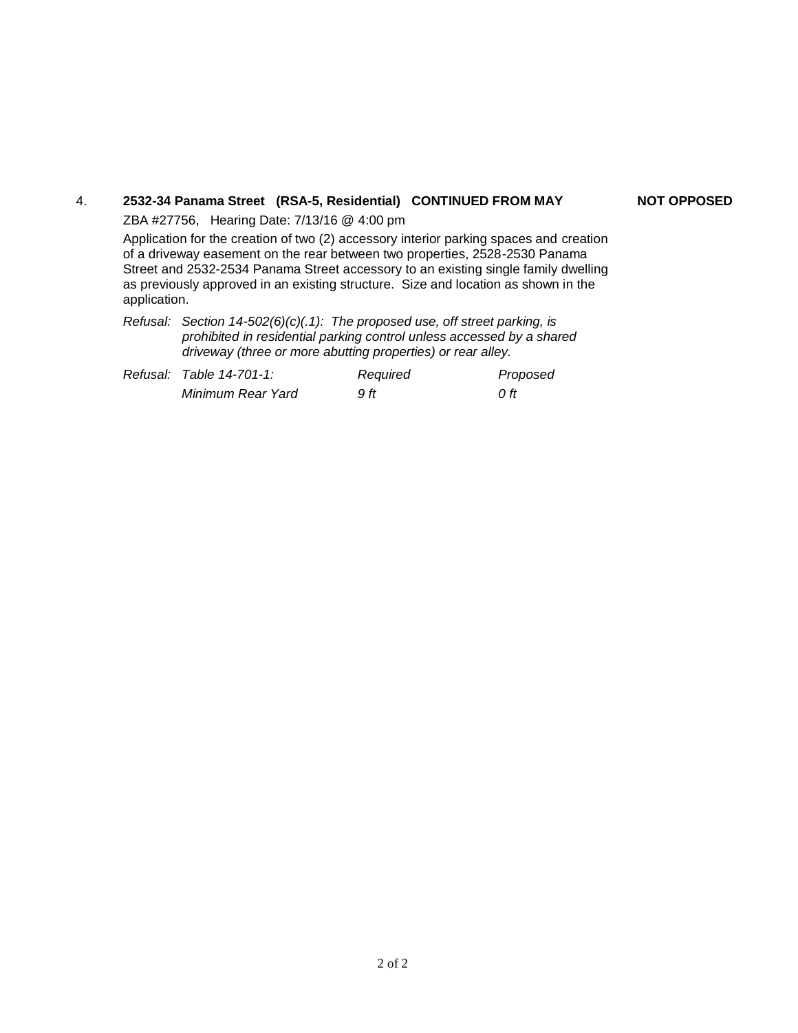4. **2532-34 Panama Street (RSA-5, Residential) CONTINUED FROM MAY** **NOT OPPOSED**

ZBA #27756, Hearing Date: 7/13/16 @ 4:00 pm

Application for the creation of two (2) accessory interior parking spaces and creation of a driveway easement on the rear between two properties, 2528-2530 Panama Street and 2532-2534 Panama Street accessory to an existing single family dwelling as previously approved in an existing structure. Size and location as shown in the application.

*Refusal: Section 14-502(6)(c)(.1): The proposed use, off street parking, is prohibited in residential parking control unless accessed by a shared driveway (three or more abutting properties) or rear alley.*

| | | | |
|---|---|---|---|
| *Refusal:* | *Table 14-701-1:* | *Required* | *Proposed* |
| | *Minimum Rear Yard* | *9 ft* | *0 ft* |